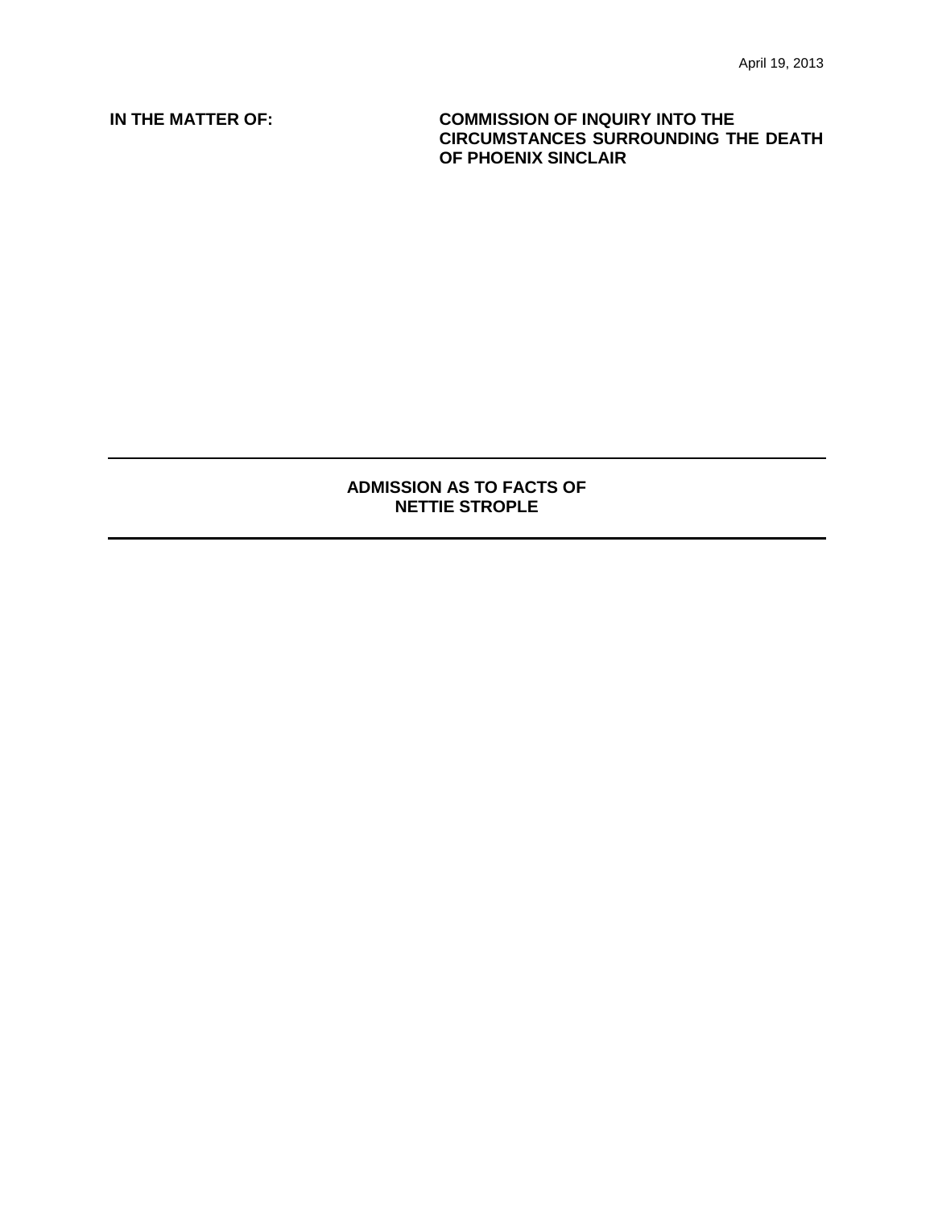April 19, 2013

**IN THE MATTER OF:** **COMMISSION OF INQUIRY INTO THE CIRCUMSTANCES SURROUNDING THE DEATH OF PHOENIX SINCLAIR**

---

# ADMISSION AS TO FACTS OF NETTIE STROPLE

---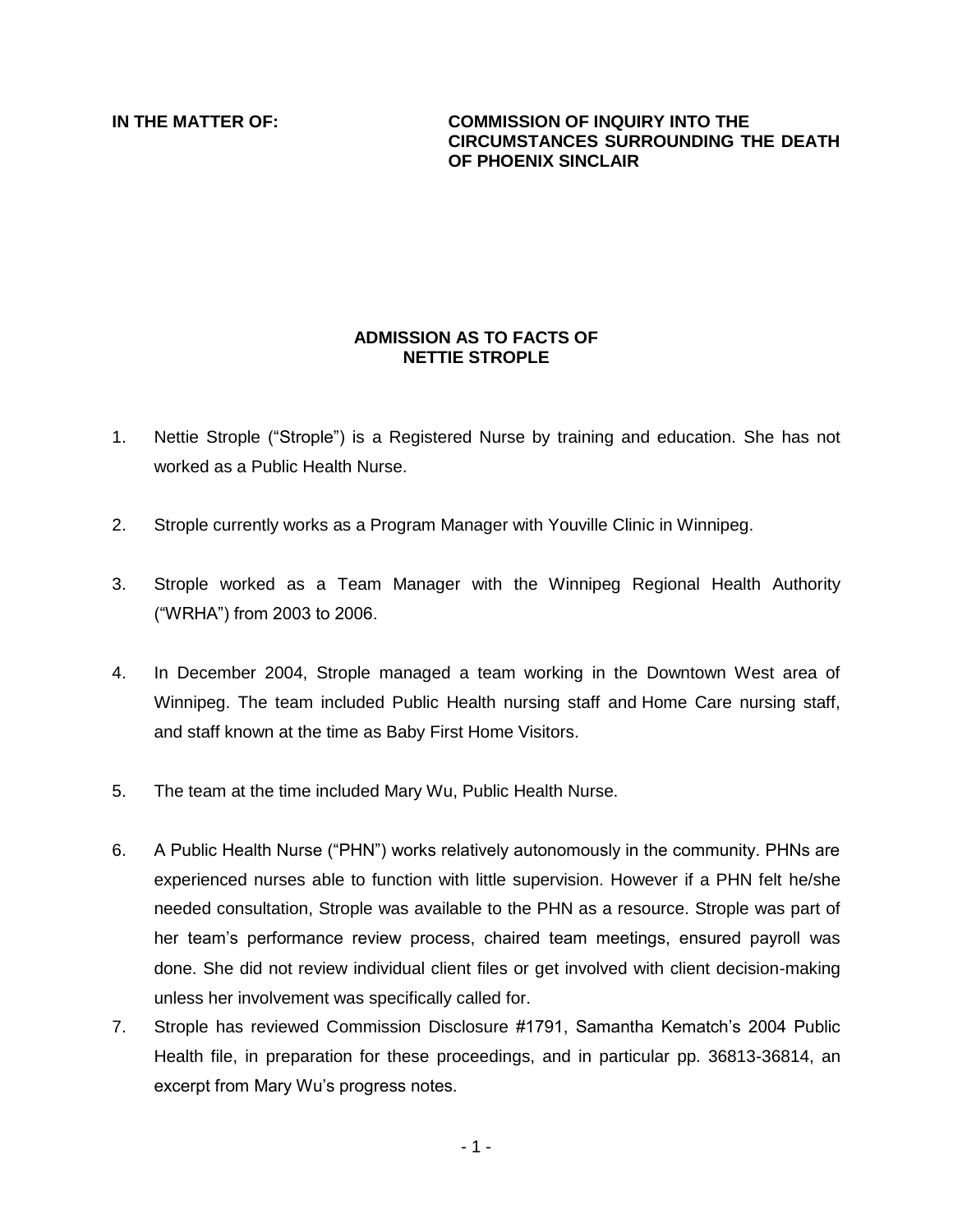**IN THE MATTER OF:** **COMMISSION OF INQUIRY INTO THE CIRCUMSTANCES SURROUNDING THE DEATH OF PHOENIX SINCLAIR**

## ADMISSION AS TO FACTS OF NETTIE STROPLE

1. Nettie Strople ("Strople") is a Registered Nurse by training and education. She has not worked as a Public Health Nurse.

2. Strople currently works as a Program Manager with Youville Clinic in Winnipeg.

3. Strople worked as a Team Manager with the Winnipeg Regional Health Authority ("WRHA") from 2003 to 2006.

4. In December 2004, Strople managed a team working in the Downtown West area of Winnipeg. The team included Public Health nursing staff and Home Care nursing staff, and staff known at the time as Baby First Home Visitors.

5. The team at the time included Mary Wu, Public Health Nurse.

6. A Public Health Nurse ("PHN") works relatively autonomously in the community. PHNs are experienced nurses able to function with little supervision. However if a PHN felt he/she needed consultation, Strople was available to the PHN as a resource. Strople was part of her team's performance review process, chaired team meetings, ensured payroll was done. She did not review individual client files or get involved with client decision-making unless her involvement was specifically called for.

7. Strople has reviewed Commission Disclosure #1791, Samantha Kematch's 2004 Public Health file, in preparation for these proceedings, and in particular pp. 36813-36814, an excerpt from Mary Wu's progress notes.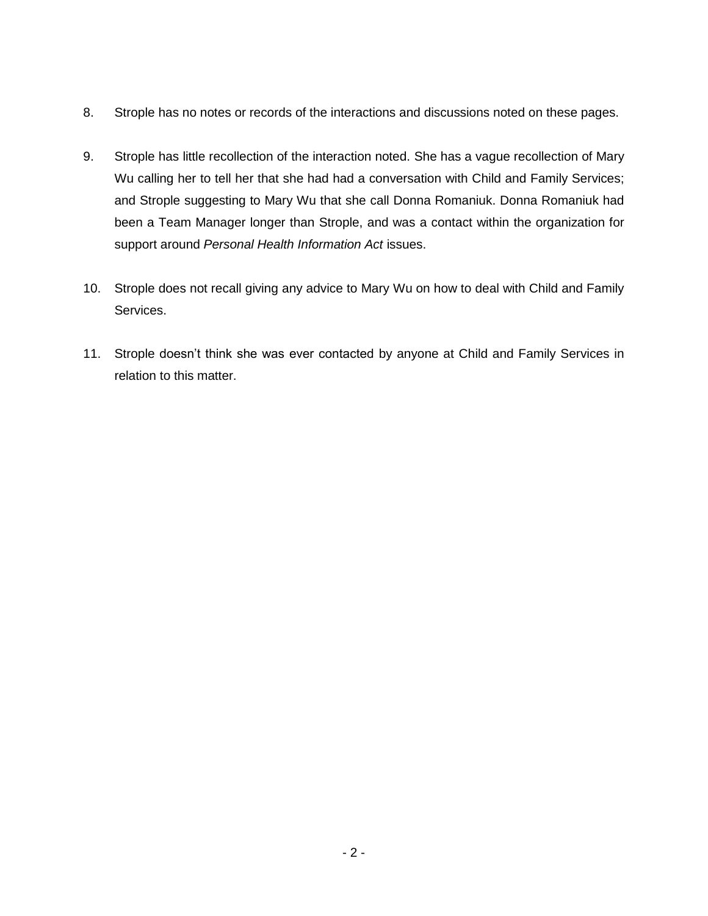8. Strople has no notes or records of the interactions and discussions noted on these pages.

9. Strople has little recollection of the interaction noted. She has a vague recollection of Mary Wu calling her to tell her that she had had a conversation with Child and Family Services; and Strople suggesting to Mary Wu that she call Donna Romaniuk. Donna Romaniuk had been a Team Manager longer than Strople, and was a contact within the organization for support around *Personal Health Information Act* issues.

10. Strople does not recall giving any advice to Mary Wu on how to deal with Child and Family Services.

11. Strople doesn't think she was ever contacted by anyone at Child and Family Services in relation to this matter.